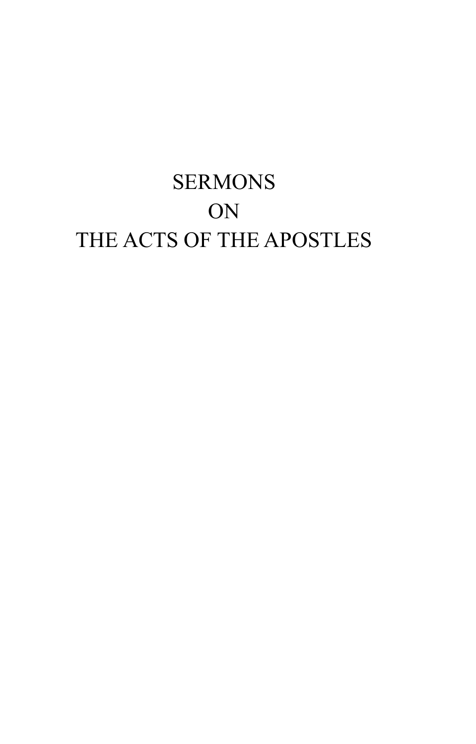# SERMONS
# ON
# THE ACTS OF THE APOSTLES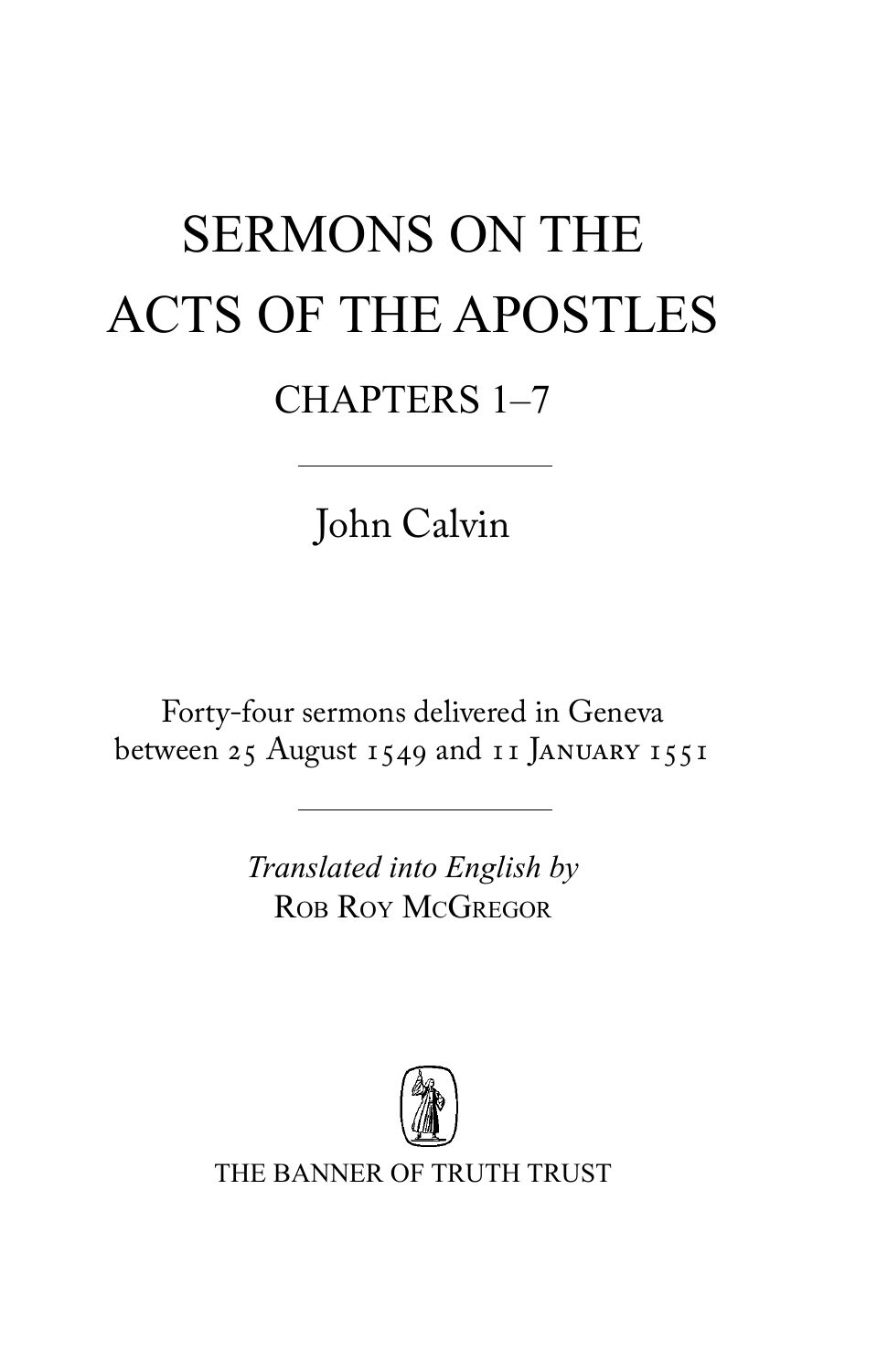# SERMONS ON THE ACTS OF THE APOSTLES

## CHAPTERS 1–7

John Calvin

Forty-four sermons delivered in Geneva between 25 August 1549 and 11 January 1551

*Translated into English by*
Rob Roy McGregor

THE BANNER OF TRUTH TRUST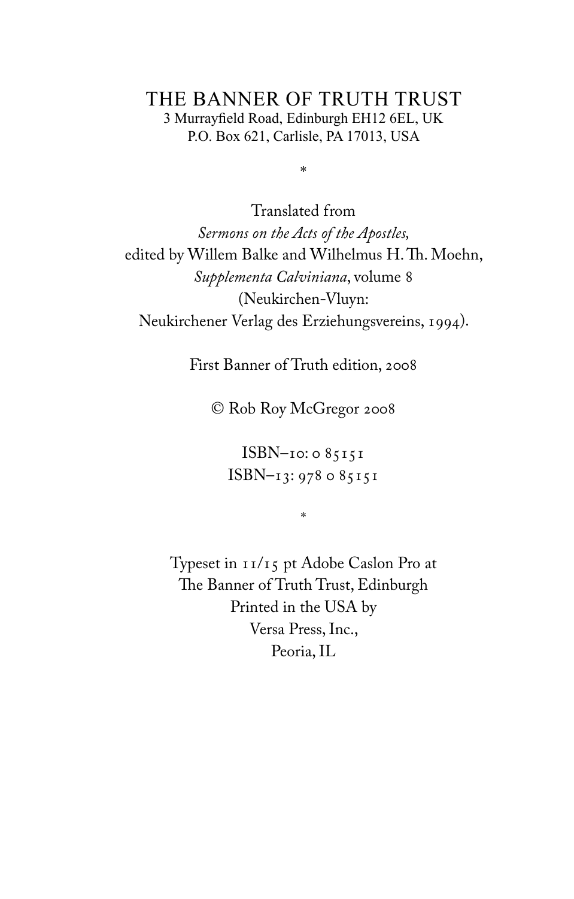THE BANNER OF TRUTH TRUST
3 Murrayfield Road, Edinburgh EH12 6EL, UK
P.O. Box 621, Carlisle, PA 17013, USA

*

Translated from
*Sermons on the Acts of the Apostles,*
edited by Willem Balke and Wilhelmus H. Th. Moehn,
*Supplementa Calviniana*, volume 8
(Neukirchen-Vluyn:
Neukirchener Verlag des Erziehungsvereins, 1994).

First Banner of Truth edition, 2008

© Rob Roy McGregor 2008

ISBN–10: 0 85151
ISBN–13: 978 0 85151

*

Typeset in 11/15 pt Adobe Caslon Pro at
The Banner of Truth Trust, Edinburgh
Printed in the USA by
Versa Press, Inc.,
Peoria, IL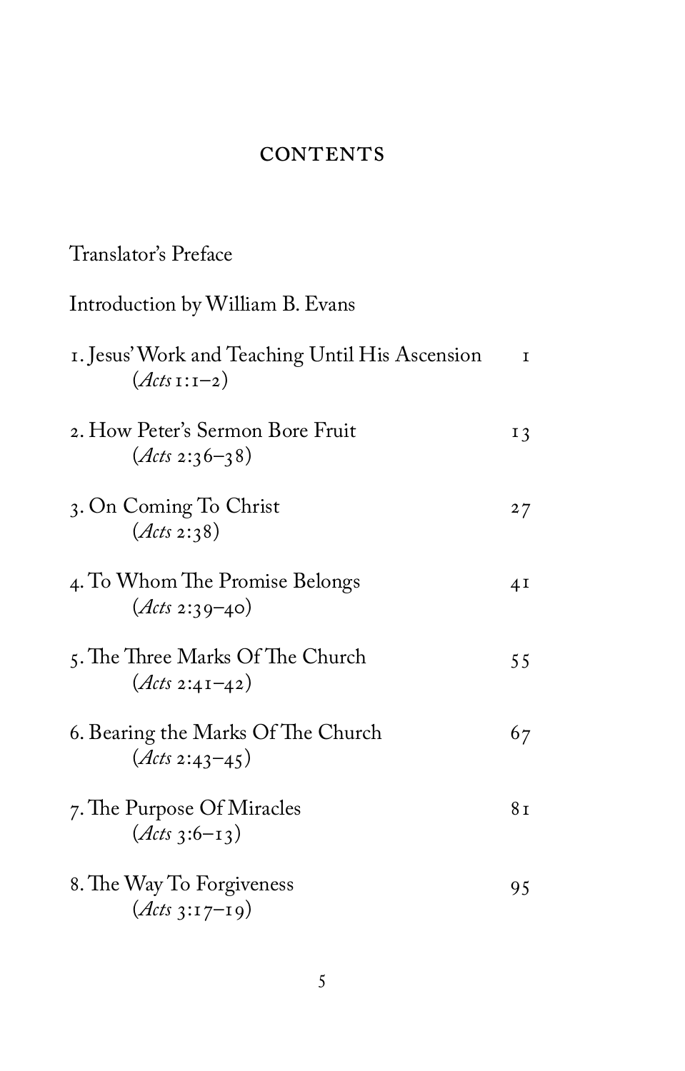## CONTENTS

Translator's Preface

Introduction by William B. Evans

1. Jesus' Work and Teaching Until His Ascension (*Acts* 1:1–2) — 1

2. How Peter's Sermon Bore Fruit (*Acts* 2:36–38) — 13

3. On Coming To Christ (*Acts* 2:38) — 27

4. To Whom The Promise Belongs (*Acts* 2:39–40) — 41

5. The Three Marks Of The Church (*Acts* 2:41–42) — 55

6. Bearing the Marks Of The Church (*Acts* 2:43–45) — 67

7. The Purpose Of Miracles (*Acts* 3:6–13) — 81

8. The Way To Forgiveness (*Acts* 3:17–19) — 95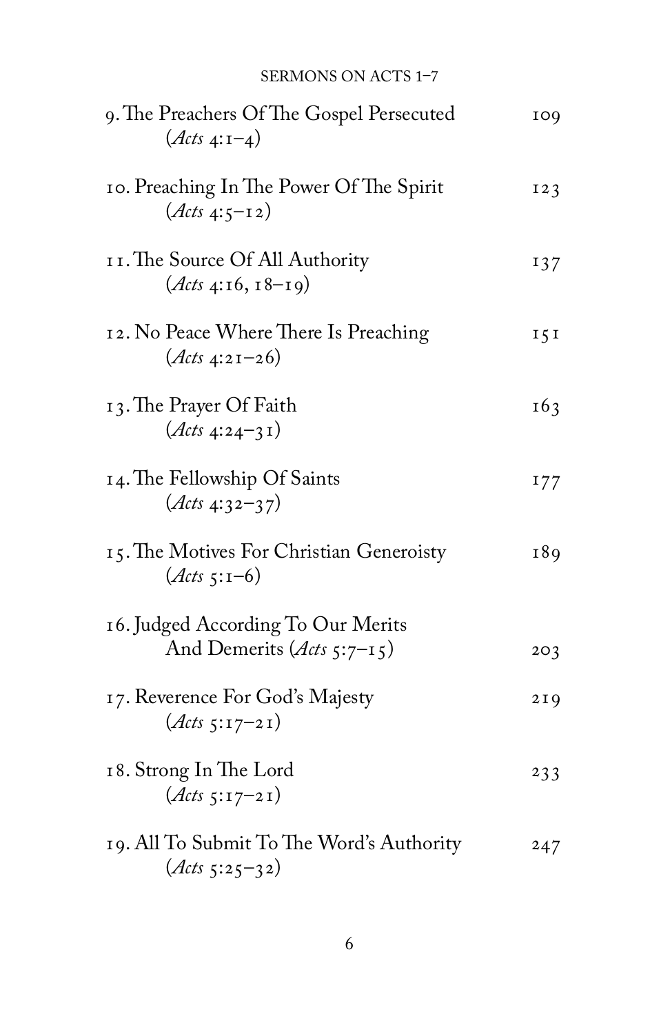9. The Preachers Of The Gospel Persecuted (*Acts* 4:1–4) 109

10. Preaching In The Power Of The Spirit (*Acts* 4:5–12) 123

11. The Source Of All Authority (*Acts* 4:16, 18–19) 137

12. No Peace Where There Is Preaching (*Acts* 4:21–26) 151

13. The Prayer Of Faith (*Acts* 4:24–31) 163

14. The Fellowship Of Saints (*Acts* 4:32–37) 177

15. The Motives For Christian Generoisty (*Acts* 5:1–6) 189

16. Judged According To Our Merits And Demerits (*Acts* 5:7–15) 203

17. Reverence For God's Majesty (*Acts* 5:17–21) 219

18. Strong In The Lord (*Acts* 5:17–21) 233

19. All To Submit To The Word's Authority (*Acts* 5:25–32) 247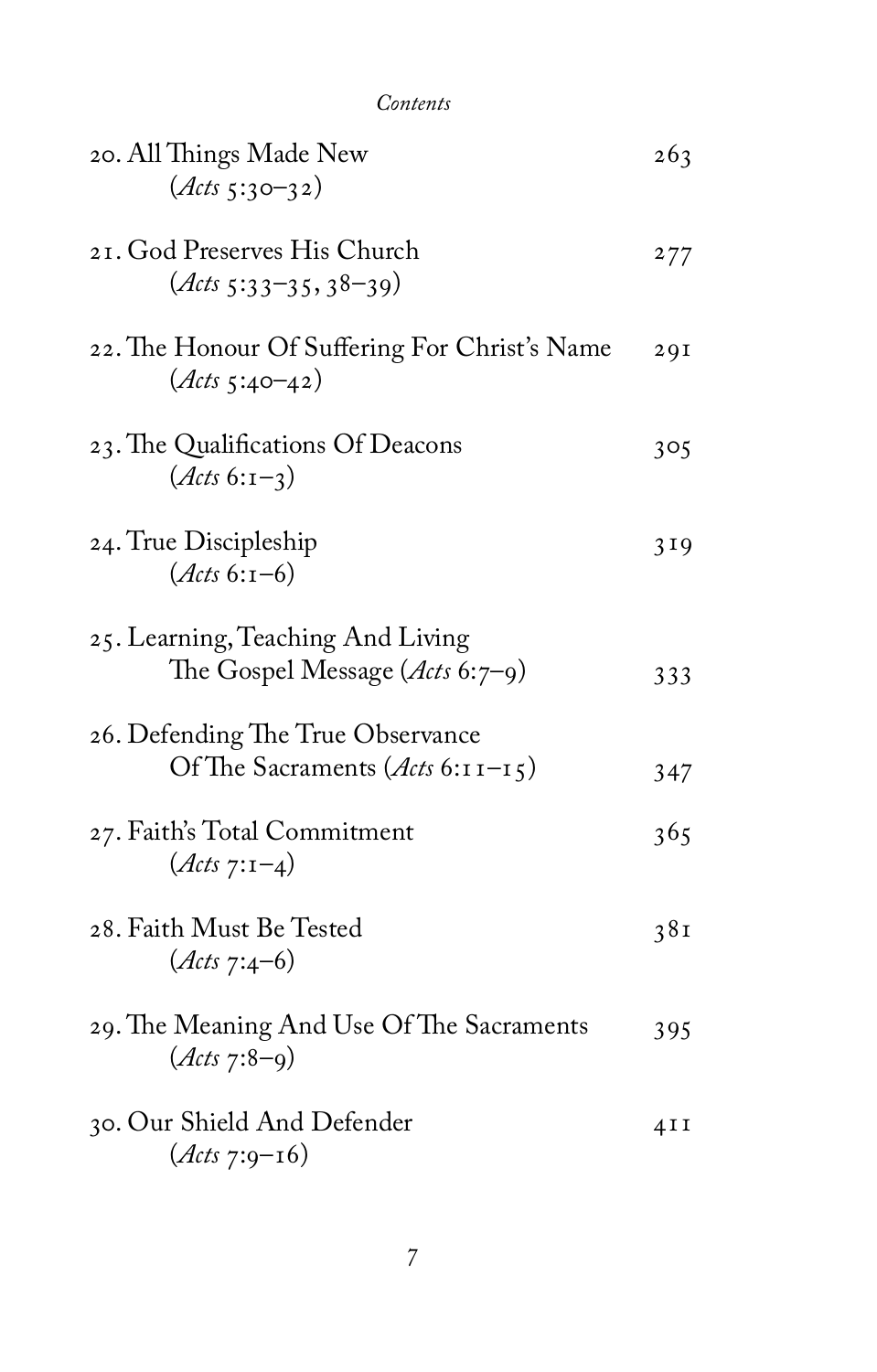| | |
|---|---|
| 20. All Things Made New (*Acts* 5:30–32) | 263 |
| 21. God Preserves His Church (*Acts* 5:33–35, 38–39) | 277 |
| 22. The Honour Of Suffering For Christ's Name (*Acts* 5:40–42) | 291 |
| 23. The Qualifications Of Deacons (*Acts* 6:1–3) | 305 |
| 24. True Discipleship (*Acts* 6:1–6) | 319 |
| 25. Learning, Teaching And Living The Gospel Message (*Acts* 6:7–9) | 333 |
| 26. Defending The True Observance Of The Sacraments (*Acts* 6:11–15) | 347 |
| 27. Faith's Total Commitment (*Acts* 7:1–4) | 365 |
| 28. Faith Must Be Tested (*Acts* 7:4–6) | 381 |
| 29. The Meaning And Use Of The Sacraments (*Acts* 7:8–9) | 395 |
| 30. Our Shield And Defender (*Acts* 7:9–16) | 411 |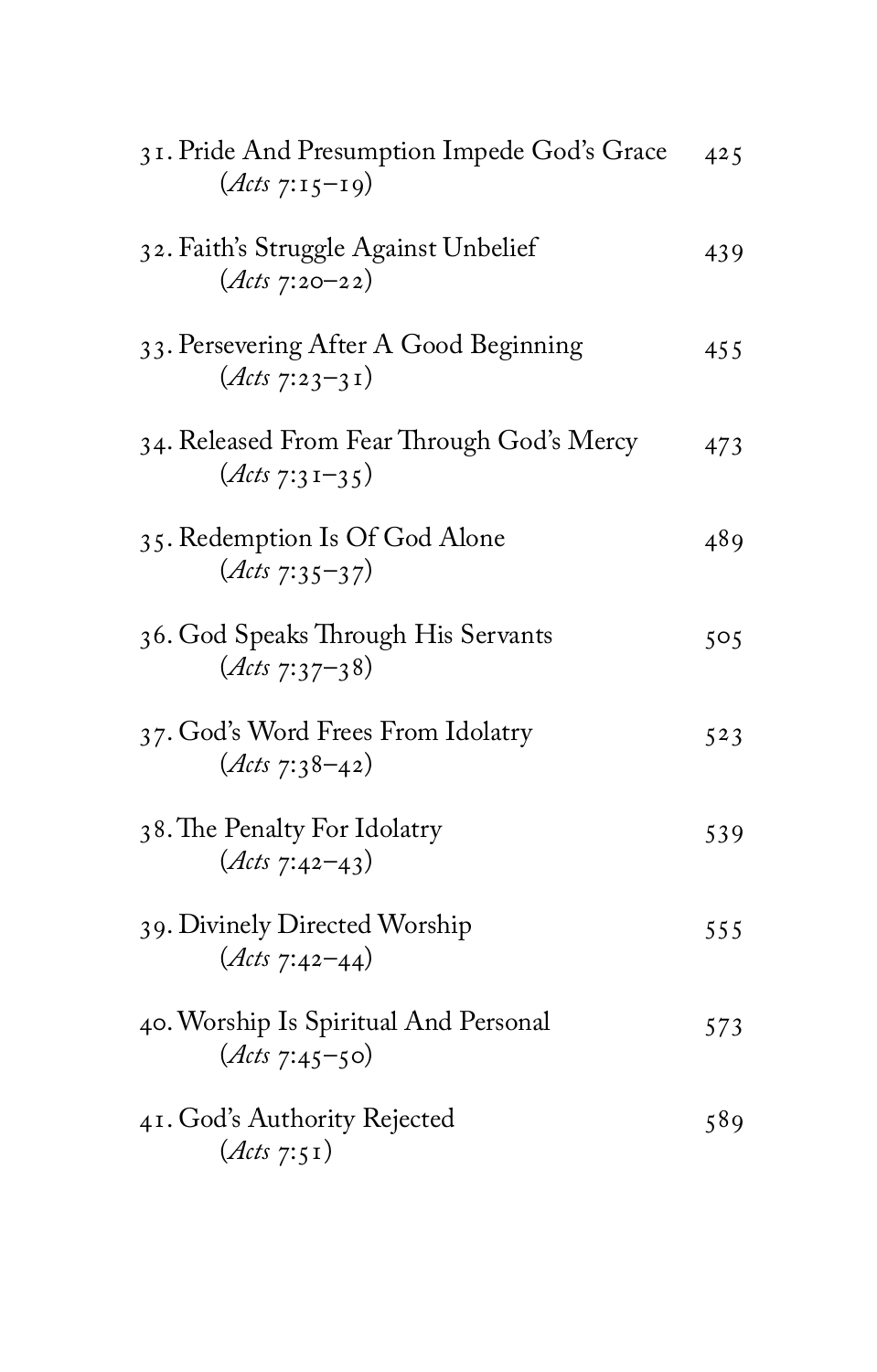31. Pride And Presumption Impede God's Grace 425
    (*Acts* 7:15–19)

32. Faith's Struggle Against Unbelief 439
    (*Acts* 7:20–22)

33. Persevering After A Good Beginning 455
    (*Acts* 7:23–31)

34. Released From Fear Through God's Mercy 473
    (*Acts* 7:31–35)

35. Redemption Is Of God Alone 489
    (*Acts* 7:35–37)

36. God Speaks Through His Servants 505
    (*Acts* 7:37–38)

37. God's Word Frees From Idolatry 523
    (*Acts* 7:38–42)

38. The Penalty For Idolatry 539
    (*Acts* 7:42–43)

39. Divinely Directed Worship 555
    (*Acts* 7:42–44)

40. Worship Is Spiritual And Personal 573
    (*Acts* 7:45–50)

41. God's Authority Rejected 589
    (*Acts* 7:51)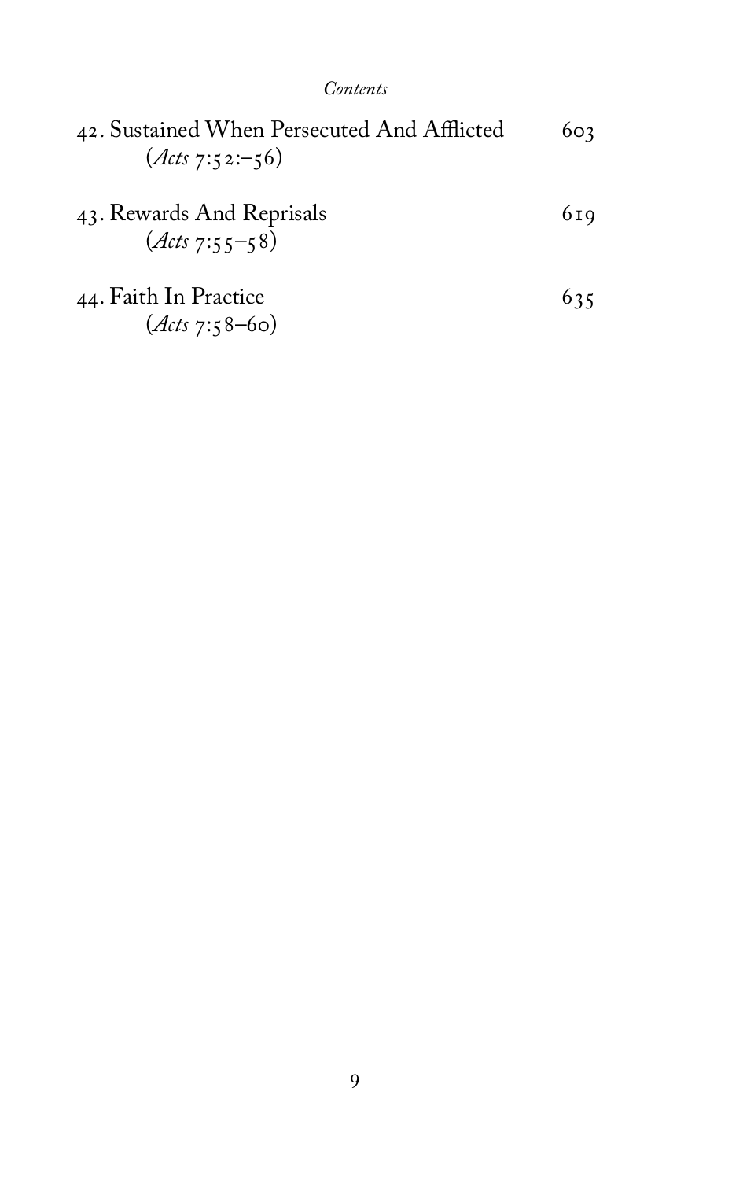42. Sustained When Persecuted And Afflicted 603
(*Acts* 7:52:–56)

43. Rewards And Reprisals 619
(*Acts* 7:55–58)

44. Faith In Practice 635
(*Acts* 7:58–60)